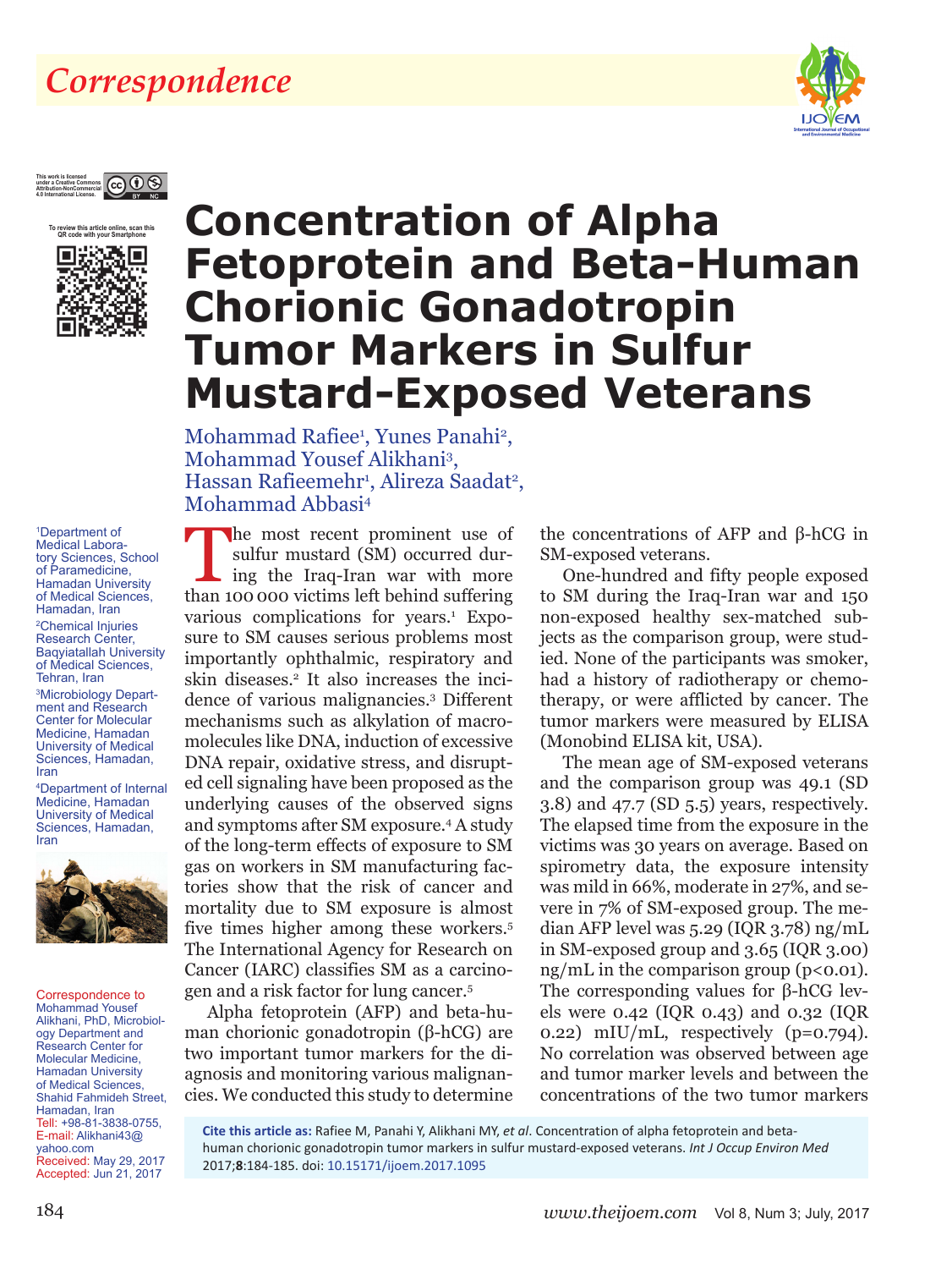*Correspondence*

This work is licensed under a Creative Commons Attribution-NonCommercial 4.0 International License.

To review this article online, scan this QR code with your Smartphone

# Concentration of Alpha Fetoprotein and Beta-Human Chorionic Gonadotropin Tumor Markers in Sulfur Mustard-Exposed Veterans

Mohammad Rafiee[1], Yunes Panahi[2], Mohammad Yousef Alikhani[3], Hassan Rafieemehr[1], Alireza Saadat[2], Mohammad Abbasi[4]

[1]Department of Medical Laboratory Sciences, School of Paramedicine, Hamadan University of Medical Sciences, Hamadan, Iran

[2]Chemical Injuries Research Center, Baqiyatallah University of Medical Sciences, Tehran, Iran

[3]Microbiology Department and Research Center for Molecular Medicine, Hamadan University of Medical Sciences, Hamadan, Iran

[4]Department of Internal Medicine, Hamadan University of Medical Sciences, Hamadan, Iran

Correspondence to Mohammad Yousef Alikhani, PhD, Microbiology Department and Research Center for Molecular Medicine, Hamadan University of Medical Sciences, Shahid Fahmideh Street, Hamadan, Iran
Tell: +98-81-3838-0755, E-mail: Alikhani43@yahoo.com
Received: May 29, 2017
Accepted: Jun 21, 2017

The most recent prominent use of sulfur mustard (SM) occurred during the Iraq-Iran war with more than 100 000 victims left behind suffering various complications for years.[1] Exposure to SM causes serious problems most importantly ophthalmic, respiratory and skin diseases.[2] It also increases the incidence of various malignancies.[3] Different mechanisms such as alkylation of macromolecules like DNA, induction of excessive DNA repair, oxidative stress, and disrupted cell signaling have been proposed as the underlying causes of the observed signs and symptoms after SM exposure.[4] A study of the long-term effects of exposure to SM gas on workers in SM manufacturing factories show that the risk of cancer and mortality due to SM exposure is almost five times higher among these workers.[5] The International Agency for Research on Cancer (IARC) classifies SM as a carcinogen and a risk factor for lung cancer.[5]

Alpha fetoprotein (AFP) and beta-human chorionic gonadotropin (β-hCG) are two important tumor markers for the diagnosis and monitoring various malignancies. We conducted this study to determine the concentrations of AFP and β-hCG in SM-exposed veterans.

One-hundred and fifty people exposed to SM during the Iraq-Iran war and 150 non-exposed healthy sex-matched subjects as the comparison group, were studied. None of the participants was smoker, had a history of radiotherapy or chemotherapy, or were afflicted by cancer. The tumor markers were measured by ELISA (Monobind ELISA kit, USA).

The mean age of SM-exposed veterans and the comparison group was 49.1 (SD 3.8) and 47.7 (SD 5.5) years, respectively. The elapsed time from the exposure in the victims was 30 years on average. Based on spirometry data, the exposure intensity was mild in 66%, moderate in 27%, and severe in 7% of SM-exposed group. The median AFP level was 5.29 (IQR 3.78) ng/mL in SM-exposed group and 3.65 (IQR 3.00) ng/mL in the comparison group ($p<0.01$). The corresponding values for β-hCG levels were 0.42 (IQR 0.43) and 0.32 (IQR 0.22) mIU/mL, respectively ($p=0.794$). No correlation was observed between age and tumor marker levels and between the concentrations of the two tumor markers

**Cite this article as:** Rafiee M, Panahi Y, Alikhani MY, *et al*. Concentration of alpha fetoprotein and beta-human chorionic gonadotropin tumor markers in sulfur mustard-exposed veterans. *Int J Occup Environ Med* 2017;**8**:184-185. doi: 10.15171/ijoem.2017.1095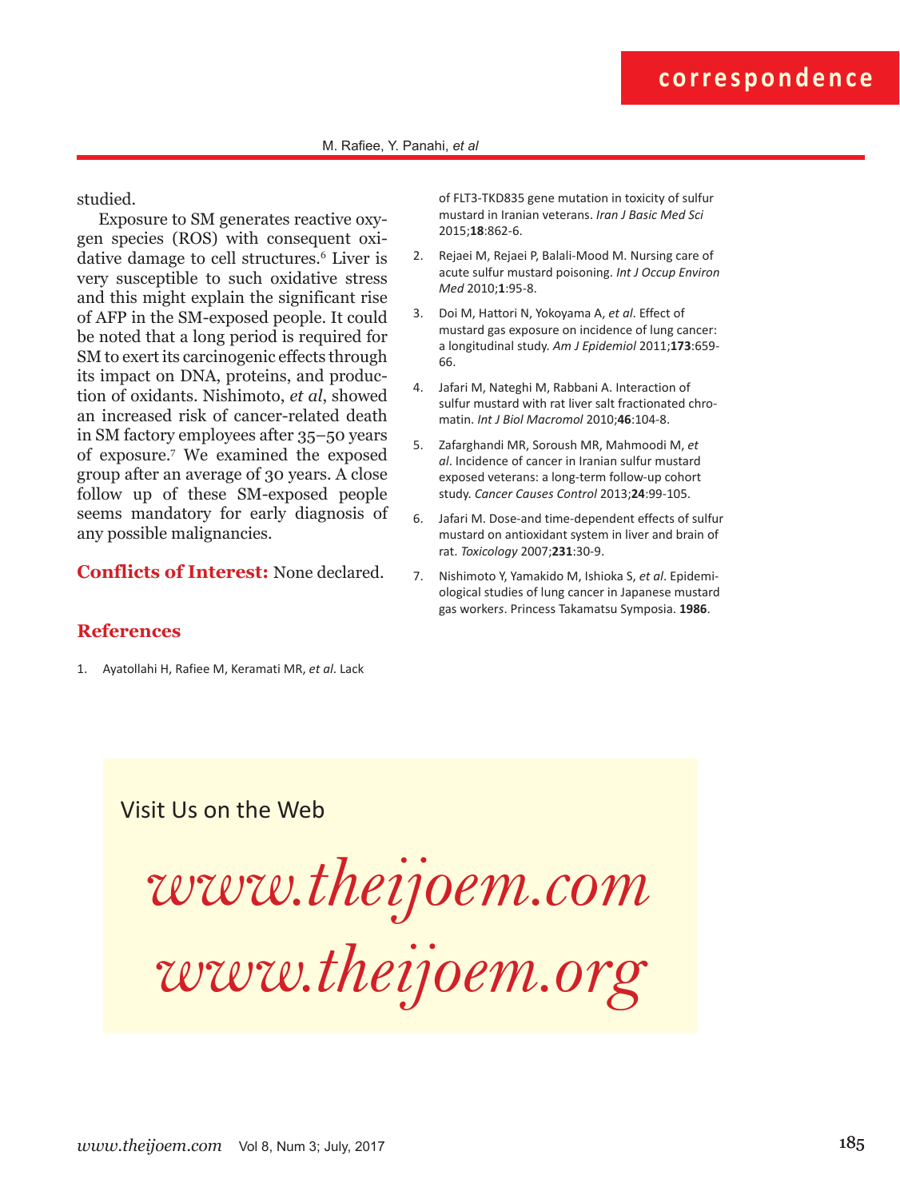studied.

Exposure to SM generates reactive oxygen species (ROS) with consequent oxidative damage to cell structures.[6] Liver is very susceptible to such oxidative stress and this might explain the significant rise of AFP in the SM-exposed people. It could be noted that a long period is required for SM to exert its carcinogenic effects through its impact on DNA, proteins, and production of oxidants. Nishimoto, *et al*, showed an increased risk of cancer-related death in SM factory employees after 35–50 years of exposure.[7] We examined the exposed group after an average of 30 years. A close follow up of these SM-exposed people seems mandatory for early diagnosis of any possible malignancies.

**Conflicts of Interest:** None declared.

## References

1. Ayatollahi H, Rafiee M, Keramati MR, *et al*. Lack of FLT3-TKD835 gene mutation in toxicity of sulfur mustard in Iranian veterans. *Iran J Basic Med Sci* 2015;**18**:862-6.
2. Rejaei M, Rejaei P, Balali-Mood M. Nursing care of acute sulfur mustard poisoning. *Int J Occup Environ Med* 2010;**1**:95-8.
3. Doi M, Hattori N, Yokoyama A, *et al*. Effect of mustard gas exposure on incidence of lung cancer: a longitudinal study. *Am J Epidemiol* 2011;**173**:659-66.
4. Jafari M, Nateghi M, Rabbani A. Interaction of sulfur mustard with rat liver salt fractionated chromatin. *Int J Biol Macromol* 2010;**46**:104-8.
5. Zafarghandi MR, Soroush MR, Mahmoodi M, *et al*. Incidence of cancer in Iranian sulfur mustard exposed veterans: a long-term follow-up cohort study. *Cancer Causes Control* 2013;**24**:99-105.
6. Jafari M. Dose-and time-dependent effects of sulfur mustard on antioxidant system in liver and brain of rat. *Toxicology* 2007;**231**:30-9.
7. Nishimoto Y, Yamakido M, Ishioka S, *et al*. Epidemiological studies of lung cancer in Japanese mustard gas workers. Princess Takamatsu Symposia. **1986**.

Visit Us on the Web

*www.theijoem.com*

*www.theijoem.org*